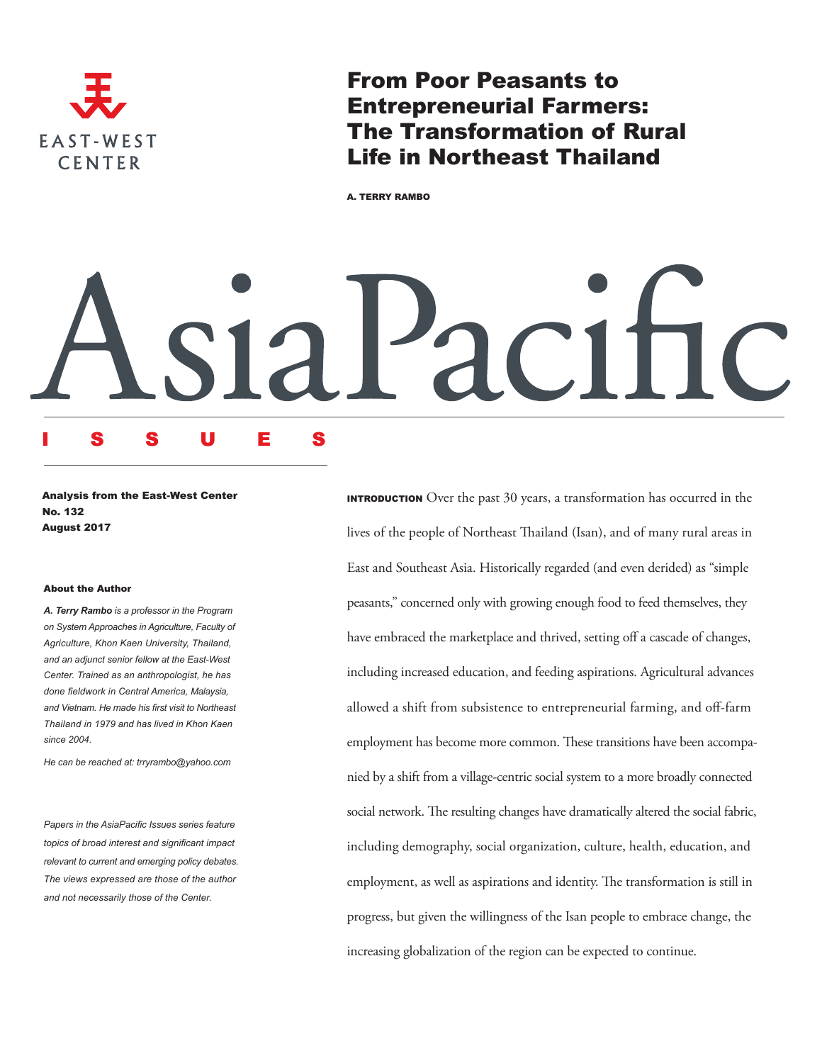EAST-WEST CENTER

# From Poor Peasants to Entrepreneurial Farmers: The Transformation of Rural Life in Northeast Thailand

**A. TERRY RAMBO**

AsiaPacific ISSUES

**Analysis from the East-West Center**
**No. 132**
**August 2017**

**About the Author**

***A. Terry Rambo*** *is a professor in the Program on System Approaches in Agriculture, Faculty of Agriculture, Khon Kaen University, Thailand, and an adjunct senior fellow at the East-West Center. Trained as an anthropologist, he has done fieldwork in Central America, Malaysia, and Vietnam. He made his first visit to Northeast Thailand in 1979 and has lived in Khon Kaen since 2004.*

*He can be reached at: trryrambo@yahoo.com*

*Papers in the AsiaPacific Issues series feature topics of broad interest and significant impact relevant to current and emerging policy debates. The views expressed are those of the author and not necessarily those of the Center.*

**INTRODUCTION** Over the past 30 years, a transformation has occurred in the lives of the people of Northeast Thailand (Isan), and of many rural areas in East and Southeast Asia. Historically regarded (and even derided) as "simple peasants," concerned only with growing enough food to feed themselves, they have embraced the marketplace and thrived, setting off a cascade of changes, including increased education, and feeding aspirations. Agricultural advances allowed a shift from subsistence to entrepreneurial farming, and off-farm employment has become more common. These transitions have been accompanied by a shift from a village-centric social system to a more broadly connected social network. The resulting changes have dramatically altered the social fabric, including demography, social organization, culture, health, education, and employment, as well as aspirations and identity. The transformation is still in progress, but given the willingness of the Isan people to embrace change, the increasing globalization of the region can be expected to continue.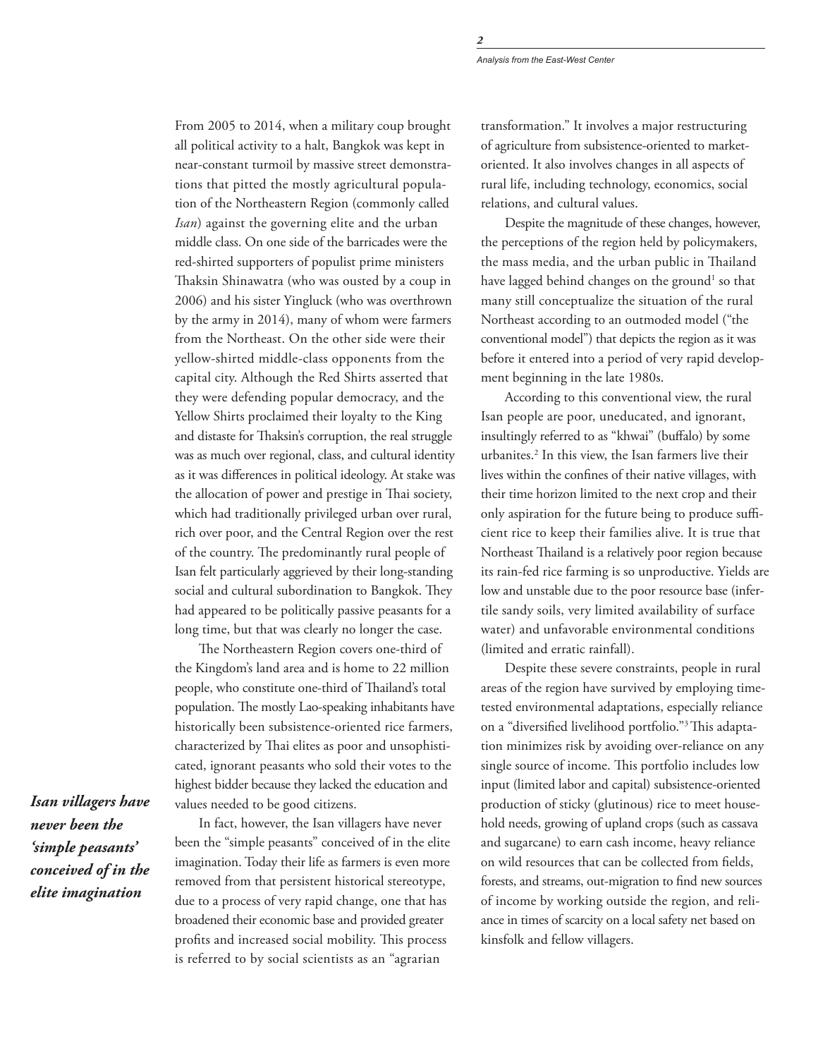From 2005 to 2014, when a military coup brought all political activity to a halt, Bangkok was kept in near-constant turmoil by massive street demonstrations that pitted the mostly agricultural population of the Northeastern Region (commonly called *Isan*) against the governing elite and the urban middle class. On one side of the barricades were the red-shirted supporters of populist prime ministers Thaksin Shinawatra (who was ousted by a coup in 2006) and his sister Yingluck (who was overthrown by the army in 2014), many of whom were farmers from the Northeast. On the other side were their yellow-shirted middle-class opponents from the capital city. Although the Red Shirts asserted that they were defending popular democracy, and the Yellow Shirts proclaimed their loyalty to the King and distaste for Thaksin's corruption, the real struggle was as much over regional, class, and cultural identity as it was differences in political ideology. At stake was the allocation of power and prestige in Thai society, which had traditionally privileged urban over rural, rich over poor, and the Central Region over the rest of the country. The predominantly rural people of Isan felt particularly aggrieved by their long-standing social and cultural subordination to Bangkok. They had appeared to be politically passive peasants for a long time, but that was clearly no longer the case.

The Northeastern Region covers one-third of the Kingdom's land area and is home to 22 million people, who constitute one-third of Thailand's total population. The mostly Lao-speaking inhabitants have historically been subsistence-oriented rice farmers, characterized by Thai elites as poor and unsophisticated, ignorant peasants who sold their votes to the highest bidder because they lacked the education and values needed to be good citizens.

***Isan villagers have never been the 'simple peasants' conceived of in the elite imagination***

In fact, however, the Isan villagers have never been the "simple peasants" conceived of in the elite imagination. Today their life as farmers is even more removed from that persistent historical stereotype, due to a process of very rapid change, one that has broadened their economic base and provided greater profits and increased social mobility. This process is referred to by social scientists as an "agrarian transformation." It involves a major restructuring of agriculture from subsistence-oriented to market-oriented. It also involves changes in all aspects of rural life, including technology, economics, social relations, and cultural values.

Despite the magnitude of these changes, however, the perceptions of the region held by policymakers, the mass media, and the urban public in Thailand have lagged behind changes on the ground[1] so that many still conceptualize the situation of the rural Northeast according to an outmoded model ("the conventional model") that depicts the region as it was before it entered into a period of very rapid development beginning in the late 1980s.

According to this conventional view, the rural Isan people are poor, uneducated, and ignorant, insultingly referred to as "khwai" (buffalo) by some urbanites.[2] In this view, the Isan farmers live their lives within the confines of their native villages, with their time horizon limited to the next crop and their only aspiration for the future being to produce sufficient rice to keep their families alive. It is true that Northeast Thailand is a relatively poor region because its rain-fed rice farming is so unproductive. Yields are low and unstable due to the poor resource base (infertile sandy soils, very limited availability of surface water) and unfavorable environmental conditions (limited and erratic rainfall).

Despite these severe constraints, people in rural areas of the region have survived by employing time-tested environmental adaptations, especially reliance on a "diversified livelihood portfolio."[3] This adaptation minimizes risk by avoiding over-reliance on any single source of income. This portfolio includes low input (limited labor and capital) subsistence-oriented production of sticky (glutinous) rice to meet household needs, growing of upland crops (such as cassava and sugarcane) to earn cash income, heavy reliance on wild resources that can be collected from fields, forests, and streams, out-migration to find new sources of income by working outside the region, and reliance in times of scarcity on a local safety net based on kinsfolk and fellow villagers.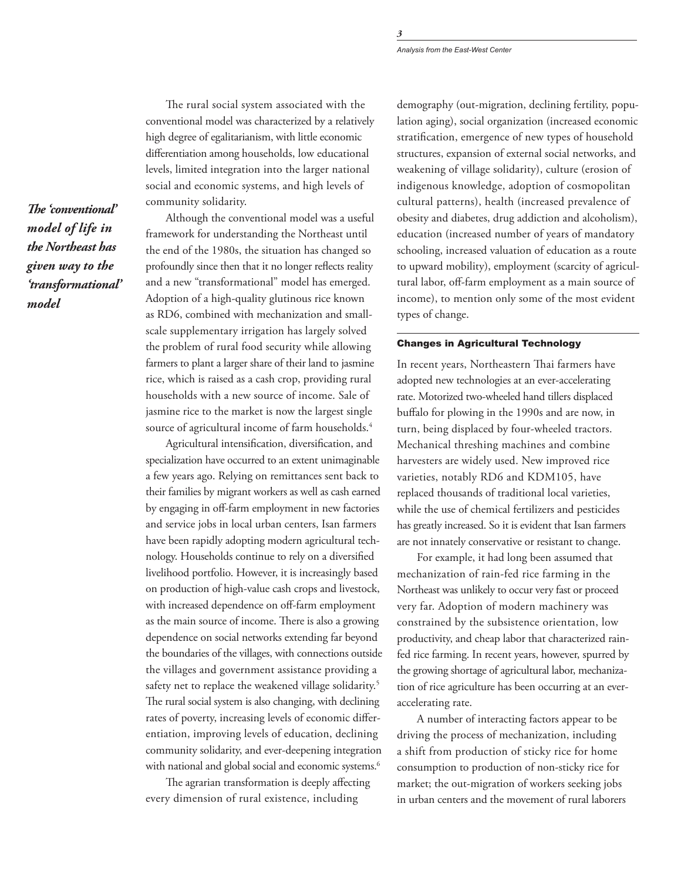The rural social system associated with the conventional model was characterized by a relatively high degree of egalitarianism, with little economic differentiation among households, low educational levels, limited integration into the larger national social and economic systems, and high levels of community solidarity.

***The 'conventional' model of life in the Northeast has given way to the 'transformational' model***

Although the conventional model was a useful framework for understanding the Northeast until the end of the 1980s, the situation has changed so profoundly since then that it no longer reflects reality and a new "transformational" model has emerged. Adoption of a high-quality glutinous rice known as RD6, combined with mechanization and small-scale supplementary irrigation has largely solved the problem of rural food security while allowing farmers to plant a larger share of their land to jasmine rice, which is raised as a cash crop, providing rural households with a new source of income. Sale of jasmine rice to the market is now the largest single source of agricultural income of farm households.[4]

Agricultural intensification, diversification, and specialization have occurred to an extent unimaginable a few years ago. Relying on remittances sent back to their families by migrant workers as well as cash earned by engaging in off-farm employment in new factories and service jobs in local urban centers, Isan farmers have been rapidly adopting modern agricultural technology. Households continue to rely on a diversified livelihood portfolio. However, it is increasingly based on production of high-value cash crops and livestock, with increased dependence on off-farm employment as the main source of income. There is also a growing dependence on social networks extending far beyond the boundaries of the villages, with connections outside the villages and government assistance providing a safety net to replace the weakened village solidarity.[5] The rural social system is also changing, with declining rates of poverty, increasing levels of economic differentiation, improving levels of education, declining community solidarity, and ever-deepening integration with national and global social and economic systems.[6]

The agrarian transformation is deeply affecting every dimension of rural existence, including demography (out-migration, declining fertility, population aging), social organization (increased economic stratification, emergence of new types of household structures, expansion of external social networks, and weakening of village solidarity), culture (erosion of indigenous knowledge, adoption of cosmopolitan cultural patterns), health (increased prevalence of obesity and diabetes, drug addiction and alcoholism), education (increased number of years of mandatory schooling, increased valuation of education as a route to upward mobility), employment (scarcity of agricultural labor, off-farm employment as a main source of income), to mention only some of the most evident types of change.

## Changes in Agricultural Technology

In recent years, Northeastern Thai farmers have adopted new technologies at an ever-accelerating rate. Motorized two-wheeled hand tillers displaced buffalo for plowing in the 1990s and are now, in turn, being displaced by four-wheeled tractors. Mechanical threshing machines and combine harvesters are widely used. New improved rice varieties, notably RD6 and KDM105, have replaced thousands of traditional local varieties, while the use of chemical fertilizers and pesticides has greatly increased. So it is evident that Isan farmers are not innately conservative or resistant to change.

For example, it had long been assumed that mechanization of rain-fed rice farming in the Northeast was unlikely to occur very fast or proceed very far. Adoption of modern machinery was constrained by the subsistence orientation, low productivity, and cheap labor that characterized rain-fed rice farming. In recent years, however, spurred by the growing shortage of agricultural labor, mechanization of rice agriculture has been occurring at an ever-accelerating rate.

A number of interacting factors appear to be driving the process of mechanization, including a shift from production of sticky rice for home consumption to production of non-sticky rice for market; the out-migration of workers seeking jobs in urban centers and the movement of rural laborers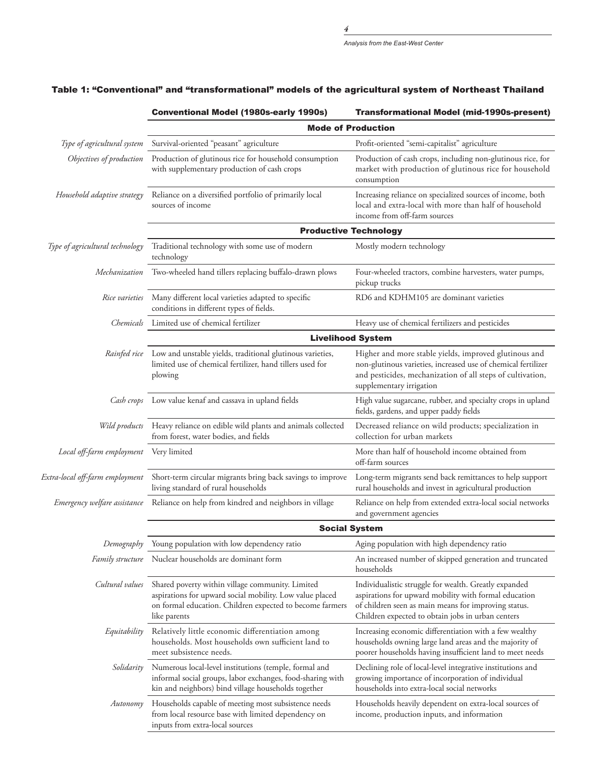**Table 1: "Conventional" and "transformational" models of the agricultural system of Northeast Thailand**

| | Conventional Model (1980s-early 1990s) | Transformational Model (mid-1990s-present) |
|---|---|---|
| | **Mode of Production** | |
| *Type of agricultural system* | Survival-oriented "peasant" agriculture | Profit-oriented "semi-capitalist" agriculture |
| *Objectives of production* | Production of glutinous rice for household consumption with supplementary production of cash crops | Production of cash crops, including non-glutinous rice, for market with production of glutinous rice for household consumption |
| *Household adaptive strategy* | Reliance on a diversified portfolio of primarily local sources of income | Increasing reliance on specialized sources of income, both local and extra-local with more than half of household income from off-farm sources |
| | **Productive Technology** | |
| *Type of agricultural technology* | Traditional technology with some use of modern technology | Mostly modern technology |
| *Mechanization* | Two-wheeled hand tillers replacing buffalo-drawn plows | Four-wheeled tractors, combine harvesters, water pumps, pickup trucks |
| *Rice varieties* | Many different local varieties adapted to specific conditions in different types of fields. | RD6 and KDHM105 are dominant varieties |
| *Chemicals* | Limited use of chemical fertilizer | Heavy use of chemical fertilizers and pesticides |
| | **Livelihood System** | |
| *Rainfed rice* | Low and unstable yields, traditional glutinous varieties, limited use of chemical fertilizer, hand tillers used for plowing | Higher and more stable yields, improved glutinous and non-glutinous varieties, increased use of chemical fertilizer and pesticides, mechanization of all steps of cultivation, supplementary irrigation |
| *Cash crops* | Low value kenaf and cassava in upland fields | High value sugarcane, rubber, and specialty crops in upland fields, gardens, and upper paddy fields |
| *Wild products* | Heavy reliance on edible wild plants and animals collected from forest, water bodies, and fields | Decreased reliance on wild products; specialization in collection for urban markets |
| *Local off-farm employment* | Very limited | More than half of household income obtained from off-farm sources |
| *Extra-local off-farm employment* | Short-term circular migrants bring back savings to improve living standard of rural households | Long-term migrants send back remittances to help support rural households and invest in agricultural production |
| *Emergency welfare assistance* | Reliance on help from kindred and neighbors in village | Reliance on help from extended extra-local social networks and government agencies |
| | **Social System** | |
| *Demography* | Young population with low dependency ratio | Aging population with high dependency ratio |
| *Family structure* | Nuclear households are dominant form | An increased number of skipped generation and truncated households |
| *Cultural values* | Shared poverty within village community. Limited aspirations for upward social mobility. Low value placed on formal education. Children expected to become farmers like parents | Individualistic struggle for wealth. Greatly expanded aspirations for upward mobility with formal education of children seen as main means for improving status. Children expected to obtain jobs in urban centers |
| *Equitability* | Relatively little economic differentiation among households. Most households own sufficient land to meet subsistence needs. | Increasing economic differentiation with a few wealthy households owning large land areas and the majority of poorer households having insufficient land to meet needs |
| *Solidarity* | Numerous local-level institutions (temple, formal and informal social groups, labor exchanges, food-sharing with kin and neighbors) bind village households together | Declining role of local-level integrative institutions and growing importance of incorporation of individual households into extra-local social networks |
| *Autonomy* | Households capable of meeting most subsistence needs from local resource base with limited dependency on inputs from extra-local sources | Households heavily dependent on extra-local sources of income, production inputs, and information |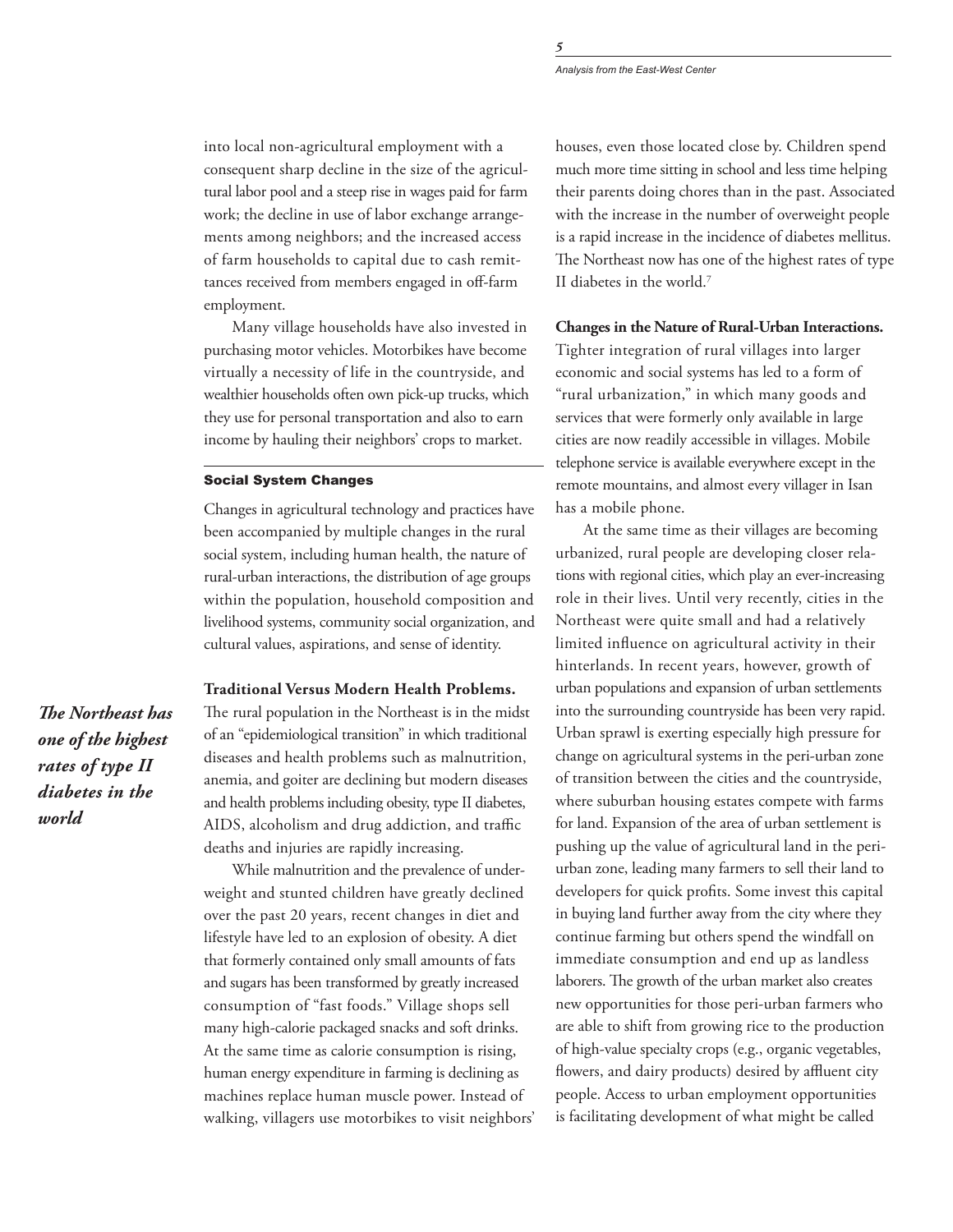into local non-agricultural employment with a consequent sharp decline in the size of the agricultural labor pool and a steep rise in wages paid for farm work; the decline in use of labor exchange arrangements among neighbors; and the increased access of farm households to capital due to cash remittances received from members engaged in off-farm employment.

Many village households have also invested in purchasing motor vehicles. Motorbikes have become virtually a necessity of life in the countryside, and wealthier households often own pick-up trucks, which they use for personal transportation and also to earn income by hauling their neighbors' crops to market.

## Social System Changes

Changes in agricultural technology and practices have been accompanied by multiple changes in the rural social system, including human health, the nature of rural-urban interactions, the distribution of age groups within the population, household composition and livelihood systems, community social organization, and cultural values, aspirations, and sense of identity.

**Traditional Versus Modern Health Problems.** The rural population in the Northeast is in the midst of an "epidemiological transition" in which traditional diseases and health problems such as malnutrition, anemia, and goiter are declining but modern diseases and health problems including obesity, type II diabetes, AIDS, alcoholism and drug addiction, and traffic deaths and injuries are rapidly increasing.

***The Northeast has one of the highest rates of type II diabetes in the world***

While malnutrition and the prevalence of underweight and stunted children have greatly declined over the past 20 years, recent changes in diet and lifestyle have led to an explosion of obesity. A diet that formerly contained only small amounts of fats and sugars has been transformed by greatly increased consumption of "fast foods." Village shops sell many high-calorie packaged snacks and soft drinks. At the same time as calorie consumption is rising, human energy expenditure in farming is declining as machines replace human muscle power. Instead of walking, villagers use motorbikes to visit neighbors' houses, even those located close by. Children spend much more time sitting in school and less time helping their parents doing chores than in the past. Associated with the increase in the number of overweight people is a rapid increase in the incidence of diabetes mellitus. The Northeast now has one of the highest rates of type II diabetes in the world.[7]

**Changes in the Nature of Rural-Urban Interactions.** Tighter integration of rural villages into larger economic and social systems has led to a form of "rural urbanization," in which many goods and services that were formerly only available in large cities are now readily accessible in villages. Mobile telephone service is available everywhere except in the remote mountains, and almost every villager in Isan has a mobile phone.

At the same time as their villages are becoming urbanized, rural people are developing closer relations with regional cities, which play an ever-increasing role in their lives. Until very recently, cities in the Northeast were quite small and had a relatively limited influence on agricultural activity in their hinterlands. In recent years, however, growth of urban populations and expansion of urban settlements into the surrounding countryside has been very rapid. Urban sprawl is exerting especially high pressure for change on agricultural systems in the peri-urban zone of transition between the cities and the countryside, where suburban housing estates compete with farms for land. Expansion of the area of urban settlement is pushing up the value of agricultural land in the peri-urban zone, leading many farmers to sell their land to developers for quick profits. Some invest this capital in buying land further away from the city where they continue farming but others spend the windfall on immediate consumption and end up as landless laborers. The growth of the urban market also creates new opportunities for those peri-urban farmers who are able to shift from growing rice to the production of high-value specialty crops (e.g., organic vegetables, flowers, and dairy products) desired by affluent city people. Access to urban employment opportunities is facilitating development of what might be called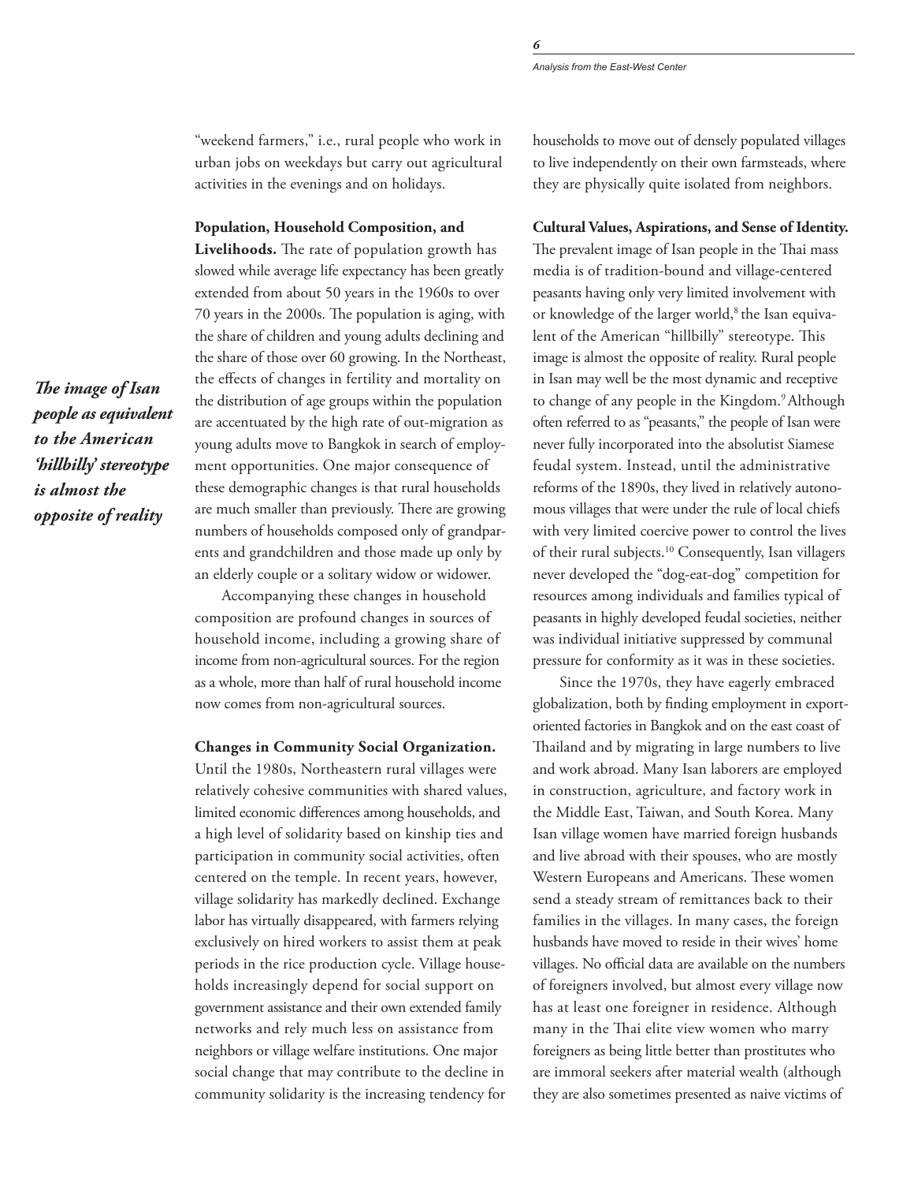"weekend farmers," i.e., rural people who work in urban jobs on weekdays but carry out agricultural activities in the evenings and on holidays.

**Population, Household Composition, and Livelihoods.** The rate of population growth has slowed while average life expectancy has been greatly extended from about 50 years in the 1960s to over 70 years in the 2000s. The population is aging, with the share of children and young adults declining and the share of those over 60 growing. In the Northeast, the effects of changes in fertility and mortality on the distribution of age groups within the population are accentuated by the high rate of out-migration as young adults move to Bangkok in search of employment opportunities. One major consequence of these demographic changes is that rural households are much smaller than previously. There are growing numbers of households composed only of grandparents and grandchildren and those made up only by an elderly couple or a solitary widow or widower.

*The image of Isan people as equivalent to the American 'hillbilly' stereotype is almost the opposite of reality*

Accompanying these changes in household composition are profound changes in sources of household income, including a growing share of income from non-agricultural sources. For the region as a whole, more than half of rural household income now comes from non-agricultural sources.

**Changes in Community Social Organization.** Until the 1980s, Northeastern rural villages were relatively cohesive communities with shared values, limited economic differences among households, and a high level of solidarity based on kinship ties and participation in community social activities, often centered on the temple. In recent years, however, village solidarity has markedly declined. Exchange labor has virtually disappeared, with farmers relying exclusively on hired workers to assist them at peak periods in the rice production cycle. Village households increasingly depend for social support on government assistance and their own extended family networks and rely much less on assistance from neighbors or village welfare institutions. One major social change that may contribute to the decline in community solidarity is the increasing tendency for households to move out of densely populated villages to live independently on their own farmsteads, where they are physically quite isolated from neighbors.

**Cultural Values, Aspirations, and Sense of Identity.** The prevalent image of Isan people in the Thai mass media is of tradition-bound and village-centered peasants having only very limited involvement with or knowledge of the larger world,[8] the Isan equivalent of the American "hillbilly" stereotype. This image is almost the opposite of reality. Rural people in Isan may well be the most dynamic and receptive to change of any people in the Kingdom.[9] Although often referred to as "peasants," the people of Isan were never fully incorporated into the absolutist Siamese feudal system. Instead, until the administrative reforms of the 1890s, they lived in relatively autonomous villages that were under the rule of local chiefs with very limited coercive power to control the lives of their rural subjects.[10] Consequently, Isan villagers never developed the "dog-eat-dog" competition for resources among individuals and families typical of peasants in highly developed feudal societies, neither was individual initiative suppressed by communal pressure for conformity as it was in these societies.

Since the 1970s, they have eagerly embraced globalization, both by finding employment in export-oriented factories in Bangkok and on the east coast of Thailand and by migrating in large numbers to live and work abroad. Many Isan laborers are employed in construction, agriculture, and factory work in the Middle East, Taiwan, and South Korea. Many Isan village women have married foreign husbands and live abroad with their spouses, who are mostly Western Europeans and Americans. These women send a steady stream of remittances back to their families in the villages. In many cases, the foreign husbands have moved to reside in their wives' home villages. No official data are available on the numbers of foreigners involved, but almost every village now has at least one foreigner in residence. Although many in the Thai elite view women who marry foreigners as being little better than prostitutes who are immoral seekers after material wealth (although they are also sometimes presented as naive victims of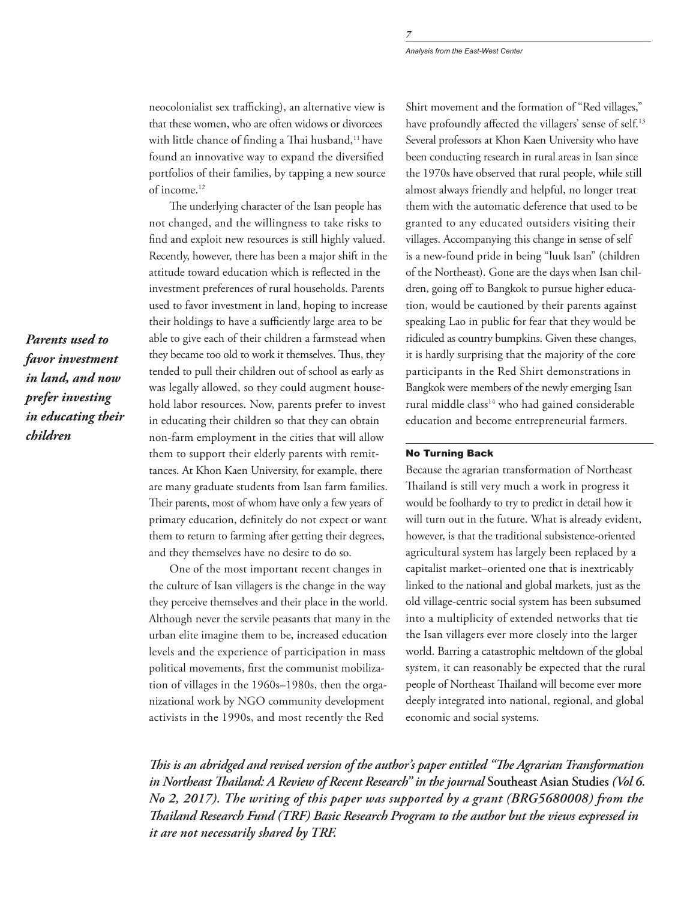neocolonialist sex trafficking), an alternative view is that these women, who are often widows or divorcees with little chance of finding a Thai husband,[11] have found an innovative way to expand the diversified portfolios of their families, by tapping a new source of income.[12]

The underlying character of the Isan people has not changed, and the willingness to take risks to find and exploit new resources is still highly valued. Recently, however, there has been a major shift in the attitude toward education which is reflected in the investment preferences of rural households. Parents used to favor investment in land, hoping to increase their holdings to have a sufficiently large area to be able to give each of their children a farmstead when they became too old to work it themselves. Thus, they tended to pull their children out of school as early as was legally allowed, so they could augment household labor resources. Now, parents prefer to invest in educating their children so that they can obtain non-farm employment in the cities that will allow them to support their elderly parents with remittances. At Khon Kaen University, for example, there are many graduate students from Isan farm families. Their parents, most of whom have only a few years of primary education, definitely do not expect or want them to return to farming after getting their degrees, and they themselves have no desire to do so.

***Parents used to favor investment in land, and now prefer investing in educating their children***

One of the most important recent changes in the culture of Isan villagers is the change in the way they perceive themselves and their place in the world. Although never the servile peasants that many in the urban elite imagine them to be, increased education levels and the experience of participation in mass political movements, first the communist mobilization of villages in the 1960s–1980s, then the organizational work by NGO community development activists in the 1990s, and most recently the Red Shirt movement and the formation of "Red villages," have profoundly affected the villagers' sense of self.[13] Several professors at Khon Kaen University who have been conducting research in rural areas in Isan since the 1970s have observed that rural people, while still almost always friendly and helpful, no longer treat them with the automatic deference that used to be granted to any educated outsiders visiting their villages. Accompanying this change in sense of self is a new-found pride in being "luuk Isan" (children of the Northeast). Gone are the days when Isan children, going off to Bangkok to pursue higher education, would be cautioned by their parents against speaking Lao in public for fear that they would be ridiculed as country bumpkins. Given these changes, it is hardly surprising that the majority of the core participants in the Red Shirt demonstrations in Bangkok were members of the newly emerging Isan rural middle class[14] who had gained considerable education and become entrepreneurial farmers.

## No Turning Back

Because the agrarian transformation of Northeast Thailand is still very much a work in progress it would be foolhardy to try to predict in detail how it will turn out in the future. What is already evident, however, is that the traditional subsistence-oriented agricultural system has largely been replaced by a capitalist market–oriented one that is inextricably linked to the national and global markets, just as the old village-centric social system has been subsumed into a multiplicity of extended networks that tie the Isan villagers ever more closely into the larger world. Barring a catastrophic meltdown of the global system, it can reasonably be expected that the rural people of Northeast Thailand will become ever more deeply integrated into national, regional, and global economic and social systems.

***This is an abridged and revised version of the author's paper entitled "The Agrarian Transformation in Northeast Thailand: A Review of Recent Research" in the journal* Southeast Asian Studies *(Vol 6. No 2, 2017). The writing of this paper was supported by a grant (BRG5680008) from the Thailand Research Fund (TRF) Basic Research Program to the author but the views expressed in it are not necessarily shared by TRF.***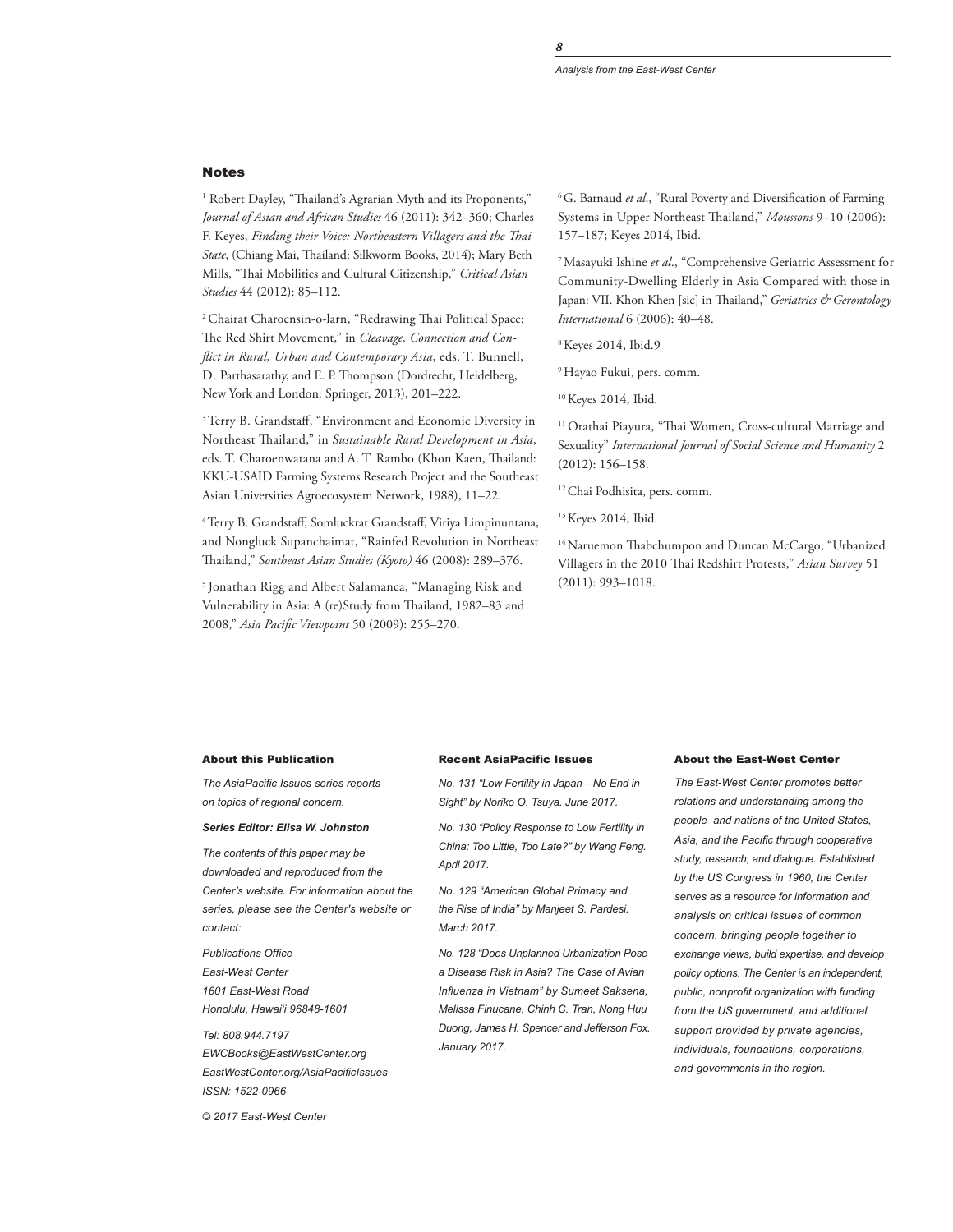## Notes

[1] Robert Dayley, "Thailand's Agrarian Myth and its Proponents," *Journal of Asian and African Studies* 46 (2011): 342–360; Charles F. Keyes, *Finding their Voice: Northeastern Villagers and the Thai State*, (Chiang Mai, Thailand: Silkworm Books, 2014); Mary Beth Mills, "Thai Mobilities and Cultural Citizenship," *Critical Asian Studies* 44 (2012): 85–112.

[2] Chairat Charoensin-o-larn, "Redrawing Thai Political Space: The Red Shirt Movement," in *Cleavage, Connection and Conflict in Rural, Urban and Contemporary Asia*, eds. T. Bunnell, D. Parthasarathy, and E. P. Thompson (Dordrecht, Heidelberg, New York and London: Springer, 2013), 201–222.

[3] Terry B. Grandstaff, "Environment and Economic Diversity in Northeast Thailand," in *Sustainable Rural Development in Asia*, eds. T. Charoenwatana and A. T. Rambo (Khon Kaen, Thailand: KKU-USAID Farming Systems Research Project and the Southeast Asian Universities Agroecosystem Network, 1988), 11–22.

[4] Terry B. Grandstaff, Somluckrat Grandstaff, Viriya Limpinuntana, and Nongluck Supanchaimat, "Rainfed Revolution in Northeast Thailand," *Southeast Asian Studies (Kyoto)* 46 (2008): 289–376.

[5] Jonathan Rigg and Albert Salamanca, "Managing Risk and Vulnerability in Asia: A (re)Study from Thailand, 1982–83 and 2008," *Asia Pacific Viewpoint* 50 (2009): 255–270.

[6] G. Barnaud *et al*., "Rural Poverty and Diversification of Farming Systems in Upper Northeast Thailand," *Moussons* 9–10 (2006): 157–187; Keyes 2014, Ibid.

[7] Masayuki Ishine *et al*., "Comprehensive Geriatric Assessment for Community-Dwelling Elderly in Asia Compared with those in Japan: VII. Khon Khen [sic] in Thailand," *Geriatrics & Gerontology International* 6 (2006): 40–48.

[8] Keyes 2014, Ibid.9

[9] Hayao Fukui, pers. comm.

[10] Keyes 2014, Ibid.

[11] Orathai Piayura, "Thai Women, Cross-cultural Marriage and Sexuality" *International Journal of Social Science and Humanity* 2 (2012): 156–158.

[12] Chai Podhisita, pers. comm.

[13] Keyes 2014, Ibid.

[14] Naruemon Thabchumpon and Duncan McCargo, "Urbanized Villagers in the 2010 Thai Redshirt Protests," *Asian Survey* 51 (2011): 993–1018.

### About this Publication

*The AsiaPacific Issues series reports on topics of regional concern.*

***Series Editor: Elisa W. Johnston***

*The contents of this paper may be downloaded and reproduced from the Center's website. For information about the series, please see the Center's website or contact:*

*Publications Office*
*East-West Center*
*1601 East-West Road*
*Honolulu, Hawai'i 96848-1601*

*Tel: 808.944.7197*
*EWCBooks@EastWestCenter.org*
*EastWestCenter.org/AsiaPacificIssues*
*ISSN: 1522-0966*

*© 2017 East-West Center*

### Recent AsiaPacific Issues

*No. 131 "Low Fertility in Japan—No End in Sight" by Noriko O. Tsuya. June 2017.*

*No. 130 "Policy Response to Low Fertility in China: Too Little, Too Late?" by Wang Feng. April 2017.*

*No. 129 "American Global Primacy and the Rise of India" by Manjeet S. Pardesi. March 2017.*

*No. 128 "Does Unplanned Urbanization Pose a Disease Risk in Asia? The Case of Avian Influenza in Vietnam" by Sumeet Saksena, Melissa Finucane, Chinh C. Tran, Nong Huu Duong, James H. Spencer and Jefferson Fox. January 2017.*

### About the East-West Center

*The East-West Center promotes better relations and understanding among the people and nations of the United States, Asia, and the Pacific through cooperative study, research, and dialogue. Established by the US Congress in 1960, the Center serves as a resource for information and analysis on critical issues of common concern, bringing people together to exchange views, build expertise, and develop policy options. The Center is an independent, public, nonprofit organization with funding from the US government, and additional support provided by private agencies, individuals, foundations, corporations, and governments in the region.*